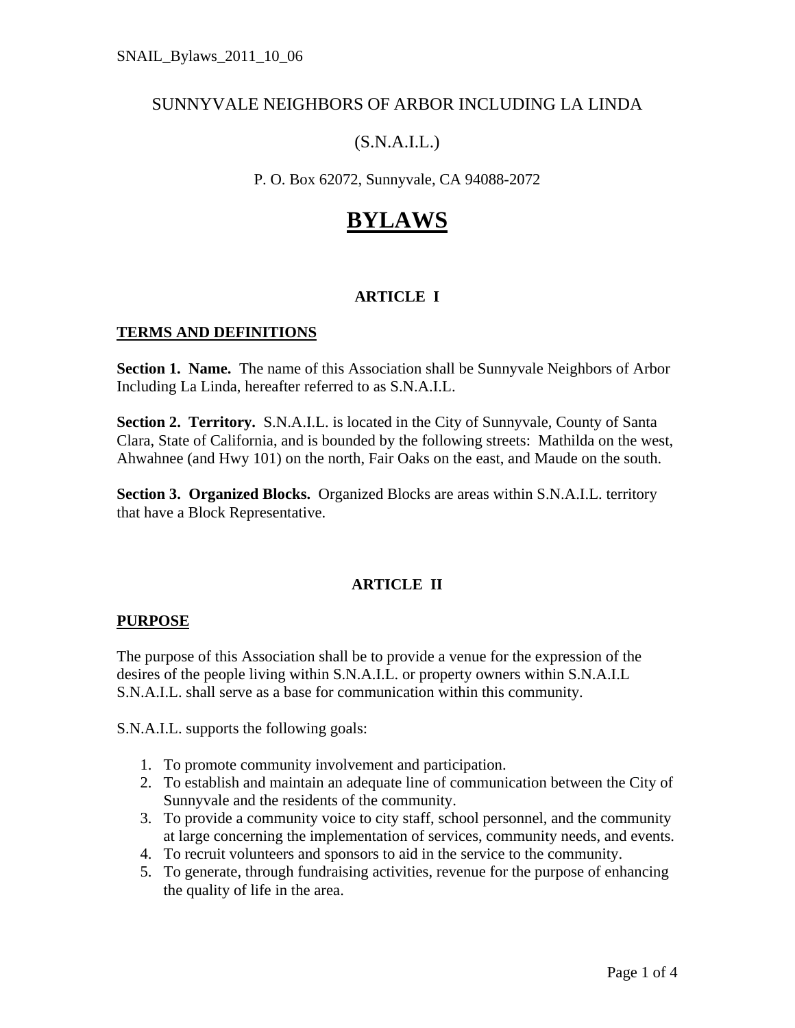# SUNNYVALE NEIGHBORS OF ARBOR INCLUDING LA LINDA

## (S.N.A.I.L.)

P. O. Box 62072, Sunnyvale, CA 94088-2072

# BYLAWS

## ARTICLE I

### TERMS AND DEFINITIONS

**Section 1. Name.** The name of this Association shall be Sunnyvale Neighbors of Arbor Including La Linda, hereafter referred to as S.N.A.I.L.

**Section 2. Territory.** S.N.A.I.L. is located in the City of Sunnyvale, County of Santa Clara, State of California, and is bounded by the following streets: Mathilda on the west, Ahwahnee (and Hwy 101) on the north, Fair Oaks on the east, and Maude on the south.

**Section 3. Organized Blocks.** Organized Blocks are areas within S.N.A.I.L. territory that have a Block Representative.

## ARTICLE II

### PURPOSE

The purpose of this Association shall be to provide a venue for the expression of the desires of the people living within S.N.A.I.L. or property owners within S.N.A.I.L S.N.A.I.L. shall serve as a base for communication within this community.

S.N.A.I.L. supports the following goals:

1. To promote community involvement and participation.
2. To establish and maintain an adequate line of communication between the City of Sunnyvale and the residents of the community.
3. To provide a community voice to city staff, school personnel, and the community at large concerning the implementation of services, community needs, and events.
4. To recruit volunteers and sponsors to aid in the service to the community.
5. To generate, through fundraising activities, revenue for the purpose of enhancing the quality of life in the area.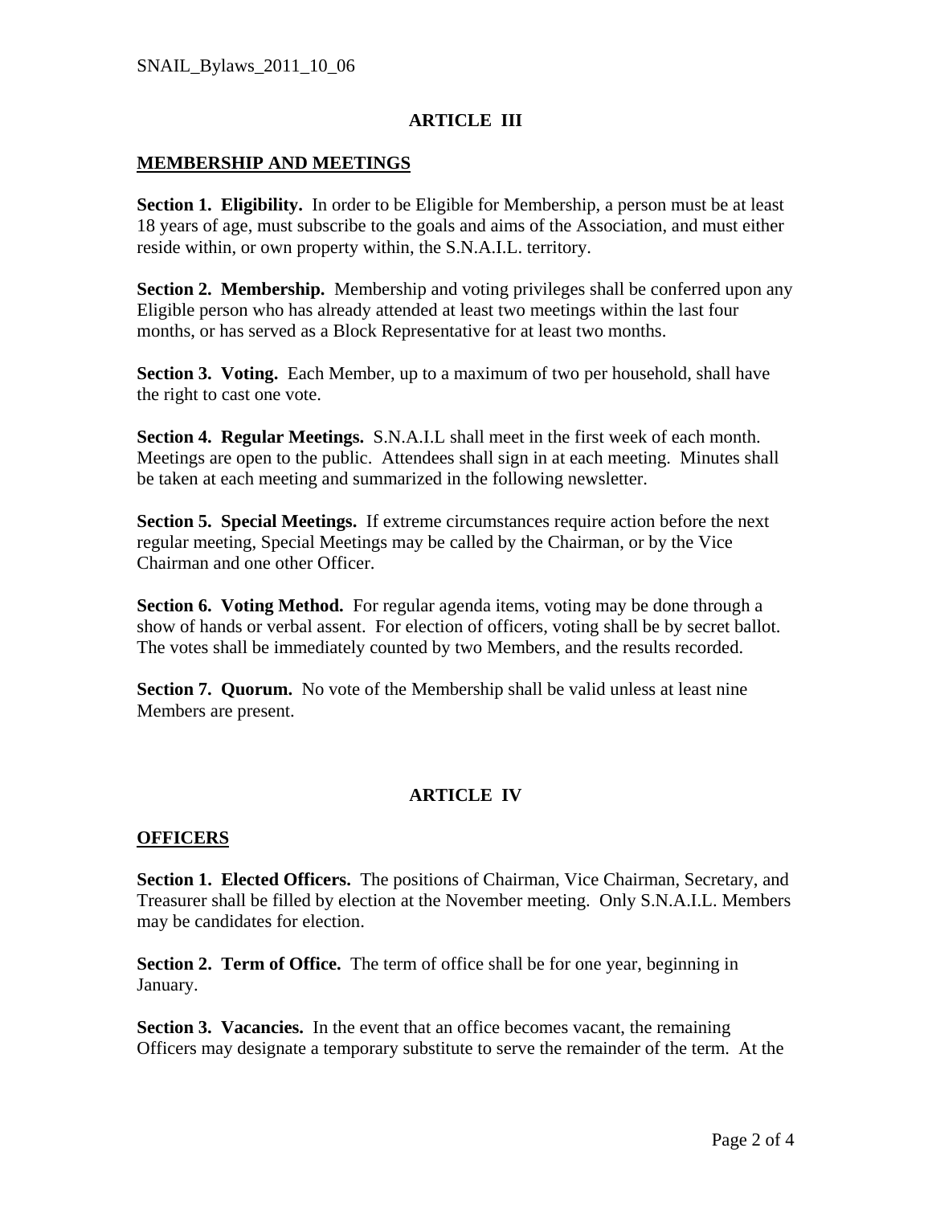## ARTICLE III

### MEMBERSHIP AND MEETINGS

**Section 1. Eligibility.** In order to be Eligible for Membership, a person must be at least 18 years of age, must subscribe to the goals and aims of the Association, and must either reside within, or own property within, the S.N.A.I.L. territory.

**Section 2. Membership.** Membership and voting privileges shall be conferred upon any Eligible person who has already attended at least two meetings within the last four months, or has served as a Block Representative for at least two months.

**Section 3. Voting.** Each Member, up to a maximum of two per household, shall have the right to cast one vote.

**Section 4. Regular Meetings.** S.N.A.I.L shall meet in the first week of each month. Meetings are open to the public. Attendees shall sign in at each meeting. Minutes shall be taken at each meeting and summarized in the following newsletter.

**Section 5. Special Meetings.** If extreme circumstances require action before the next regular meeting, Special Meetings may be called by the Chairman, or by the Vice Chairman and one other Officer.

**Section 6. Voting Method.** For regular agenda items, voting may be done through a show of hands or verbal assent. For election of officers, voting shall be by secret ballot. The votes shall be immediately counted by two Members, and the results recorded.

**Section 7. Quorum.** No vote of the Membership shall be valid unless at least nine Members are present.

## ARTICLE IV

### OFFICERS

**Section 1. Elected Officers.** The positions of Chairman, Vice Chairman, Secretary, and Treasurer shall be filled by election at the November meeting. Only S.N.A.I.L. Members may be candidates for election.

**Section 2. Term of Office.** The term of office shall be for one year, beginning in January.

**Section 3. Vacancies.** In the event that an office becomes vacant, the remaining Officers may designate a temporary substitute to serve the remainder of the term. At the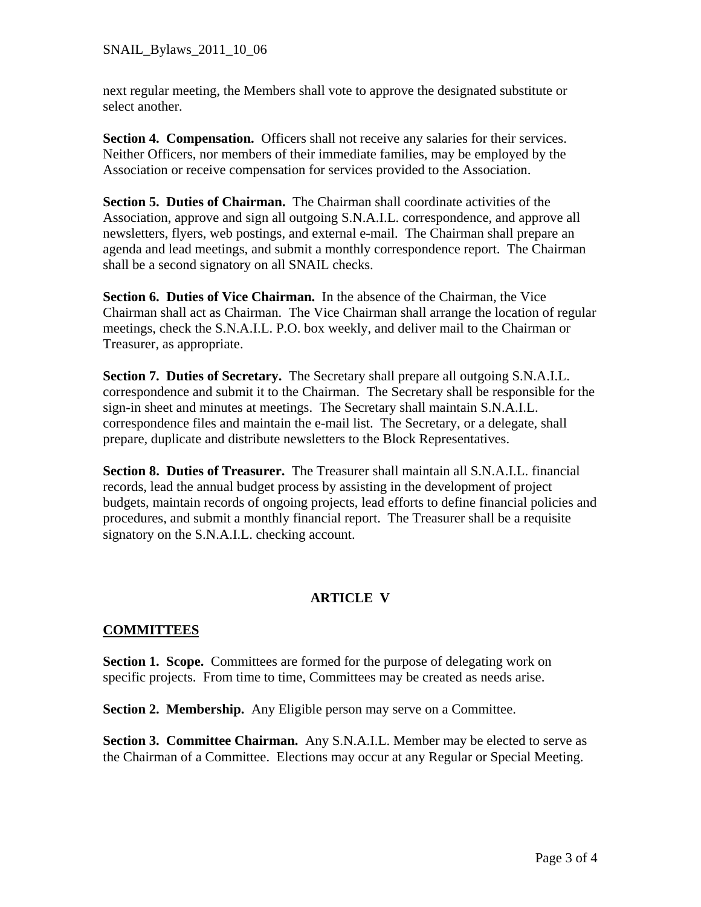next regular meeting, the Members shall vote to approve the designated substitute or select another.

**Section 4. Compensation.** Officers shall not receive any salaries for their services. Neither Officers, nor members of their immediate families, may be employed by the Association or receive compensation for services provided to the Association.

**Section 5. Duties of Chairman.** The Chairman shall coordinate activities of the Association, approve and sign all outgoing S.N.A.I.L. correspondence, and approve all newsletters, flyers, web postings, and external e-mail. The Chairman shall prepare an agenda and lead meetings, and submit a monthly correspondence report. The Chairman shall be a second signatory on all SNAIL checks.

**Section 6. Duties of Vice Chairman.** In the absence of the Chairman, the Vice Chairman shall act as Chairman. The Vice Chairman shall arrange the location of regular meetings, check the S.N.A.I.L. P.O. box weekly, and deliver mail to the Chairman or Treasurer, as appropriate.

**Section 7. Duties of Secretary.** The Secretary shall prepare all outgoing S.N.A.I.L. correspondence and submit it to the Chairman. The Secretary shall be responsible for the sign-in sheet and minutes at meetings. The Secretary shall maintain S.N.A.I.L. correspondence files and maintain the e-mail list. The Secretary, or a delegate, shall prepare, duplicate and distribute newsletters to the Block Representatives.

**Section 8. Duties of Treasurer.** The Treasurer shall maintain all S.N.A.I.L. financial records, lead the annual budget process by assisting in the development of project budgets, maintain records of ongoing projects, lead efforts to define financial policies and procedures, and submit a monthly financial report. The Treasurer shall be a requisite signatory on the S.N.A.I.L. checking account.

## ARTICLE V

### COMMITTEES

**Section 1. Scope.** Committees are formed for the purpose of delegating work on specific projects. From time to time, Committees may be created as needs arise.

**Section 2. Membership.** Any Eligible person may serve on a Committee.

**Section 3. Committee Chairman.** Any S.N.A.I.L. Member may be elected to serve as the Chairman of a Committee. Elections may occur at any Regular or Special Meeting.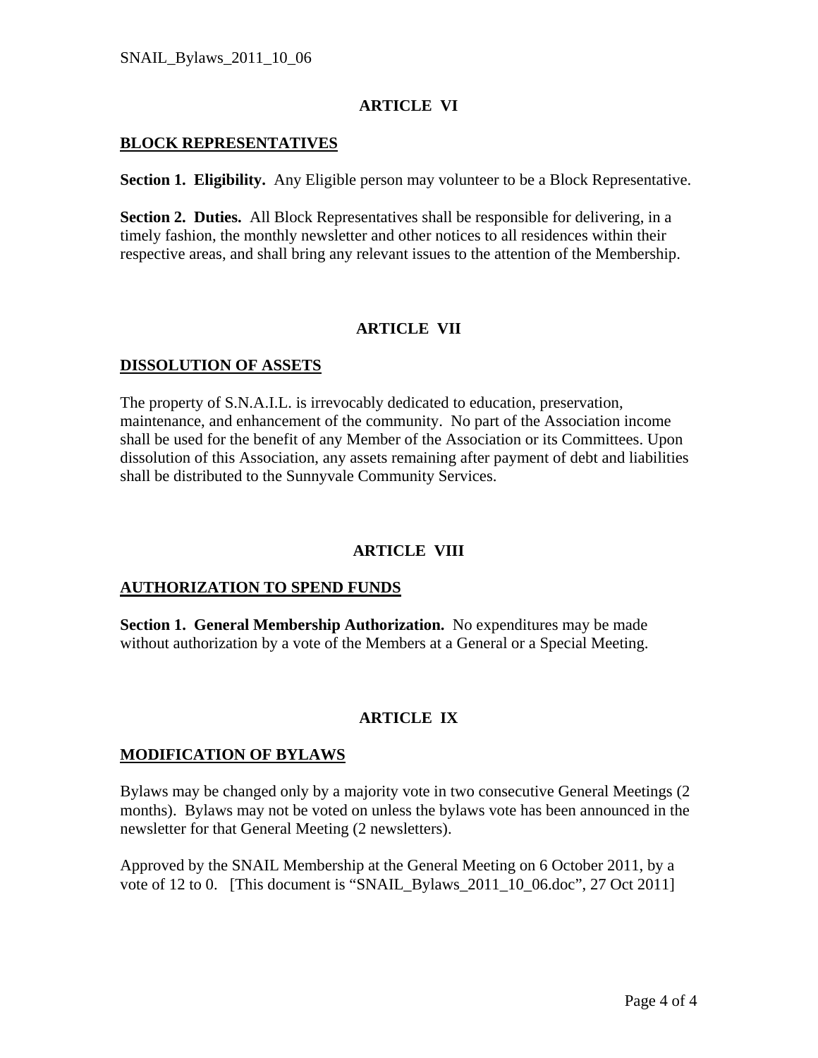## ARTICLE VI

### BLOCK REPRESENTATIVES

**Section 1. Eligibility.** Any Eligible person may volunteer to be a Block Representative.

**Section 2. Duties.** All Block Representatives shall be responsible for delivering, in a timely fashion, the monthly newsletter and other notices to all residences within their respective areas, and shall bring any relevant issues to the attention of the Membership.

## ARTICLE VII

### DISSOLUTION OF ASSETS

The property of S.N.A.I.L. is irrevocably dedicated to education, preservation, maintenance, and enhancement of the community. No part of the Association income shall be used for the benefit of any Member of the Association or its Committees. Upon dissolution of this Association, any assets remaining after payment of debt and liabilities shall be distributed to the Sunnyvale Community Services.

## ARTICLE VIII

### AUTHORIZATION TO SPEND FUNDS

**Section 1. General Membership Authorization.** No expenditures may be made without authorization by a vote of the Members at a General or a Special Meeting.

## ARTICLE IX

### MODIFICATION OF BYLAWS

Bylaws may be changed only by a majority vote in two consecutive General Meetings (2 months). Bylaws may not be voted on unless the bylaws vote has been announced in the newsletter for that General Meeting (2 newsletters).

Approved by the SNAIL Membership at the General Meeting on 6 October 2011, by a vote of 12 to 0. [This document is "SNAIL_Bylaws_2011_10_06.doc", 27 Oct 2011]